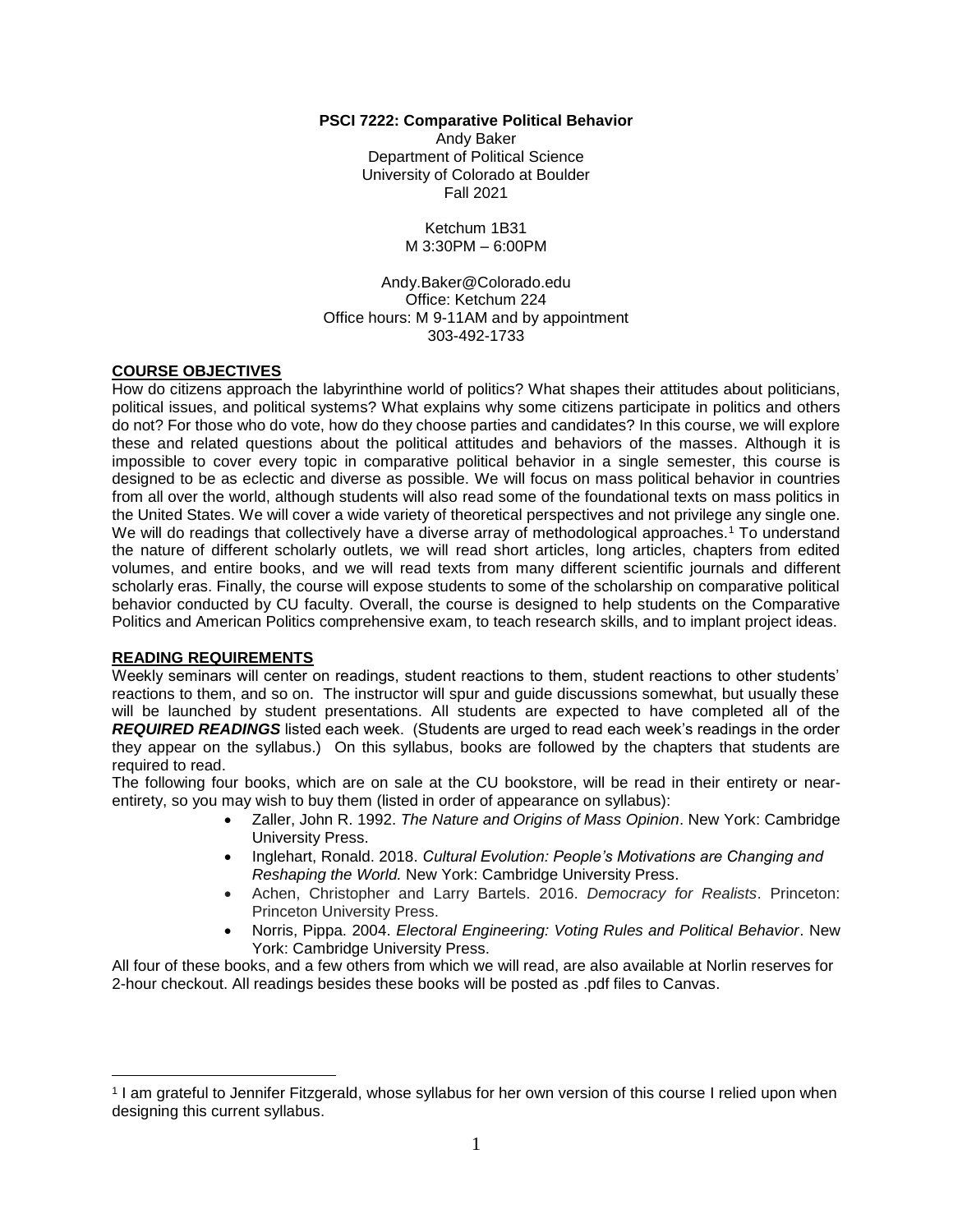**PSCI 7222: Comparative Political Behavior**
Andy Baker
Department of Political Science
University of Colorado at Boulder
Fall 2021

Ketchum 1B31
M 3:30PM – 6:00PM

Andy.Baker@Colorado.edu
Office: Ketchum 224
Office hours: M 9-11AM and by appointment
303-492-1733

## COURSE OBJECTIVES

How do citizens approach the labyrinthine world of politics? What shapes their attitudes about politicians, political issues, and political systems? What explains why some citizens participate in politics and others do not? For those who do vote, how do they choose parties and candidates? In this course, we will explore these and related questions about the political attitudes and behaviors of the masses. Although it is impossible to cover every topic in comparative political behavior in a single semester, this course is designed to be as eclectic and diverse as possible. We will focus on mass political behavior in countries from all over the world, although students will also read some of the foundational texts on mass politics in the United States. We will cover a wide variety of theoretical perspectives and not privilege any single one. We will do readings that collectively have a diverse array of methodological approaches.[1] To understand the nature of different scholarly outlets, we will read short articles, long articles, chapters from edited volumes, and entire books, and we will read texts from many different scientific journals and different scholarly eras. Finally, the course will expose students to some of the scholarship on comparative political behavior conducted by CU faculty. Overall, the course is designed to help students on the Comparative Politics and American Politics comprehensive exam, to teach research skills, and to implant project ideas.

## READING REQUIREMENTS

Weekly seminars will center on readings, student reactions to them, student reactions to other students' reactions to them, and so on. The instructor will spur and guide discussions somewhat, but usually these will be launched by student presentations. All students are expected to have completed all of the ***REQUIRED READINGS*** listed each week. (Students are urged to read each week's readings in the order they appear on the syllabus.) On this syllabus, books are followed by the chapters that students are required to read.

The following four books, which are on sale at the CU bookstore, will be read in their entirety or near-entirety, so you may wish to buy them (listed in order of appearance on syllabus):

- Zaller, John R. 1992. *The Nature and Origins of Mass Opinion*. New York: Cambridge University Press.
- Inglehart, Ronald. 2018. *Cultural Evolution: People's Motivations are Changing and Reshaping the World.* New York: Cambridge University Press.
- Achen, Christopher and Larry Bartels. 2016. *Democracy for Realists*. Princeton: Princeton University Press.
- Norris, Pippa. 2004. *Electoral Engineering: Voting Rules and Political Behavior*. New York: Cambridge University Press.

All four of these books, and a few others from which we will read, are also available at Norlin reserves for 2-hour checkout. All readings besides these books will be posted as .pdf files to Canvas.

[1] I am grateful to Jennifer Fitzgerald, whose syllabus for her own version of this course I relied upon when designing this current syllabus.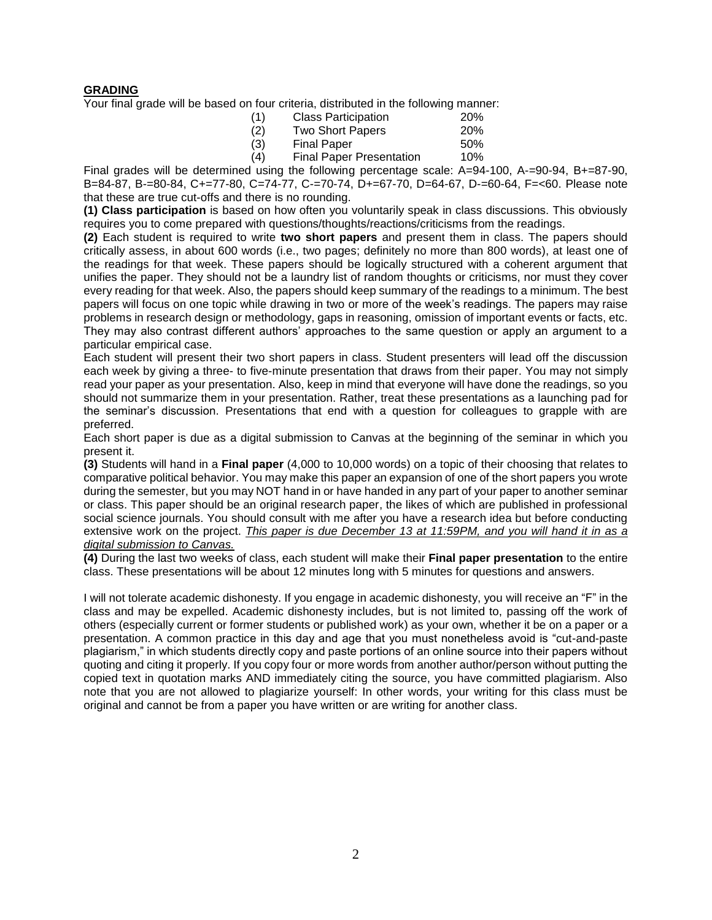## GRADING

Your final grade will be based on four criteria, distributed in the following manner:

| | | |
|---|---|---|
| (1) | Class Participation | 20% |
| (2) | Two Short Papers | 20% |
| (3) | Final Paper | 50% |
| (4) | Final Paper Presentation | 10% |

Final grades will be determined using the following percentage scale: A=94-100, A-=90-94, B+=87-90, B=84-87, B-=80-84, C+=77-80, C=74-77, C-=70-74, D+=67-70, D=64-67, D-=60-64, F=<60. Please note that these are true cut-offs and there is no rounding.

**(1) Class participation** is based on how often you voluntarily speak in class discussions. This obviously requires you to come prepared with questions/thoughts/reactions/criticisms from the readings.

**(2)** Each student is required to write **two short papers** and present them in class. The papers should critically assess, in about 600 words (i.e., two pages; definitely no more than 800 words), at least one of the readings for that week. These papers should be logically structured with a coherent argument that unifies the paper. They should not be a laundry list of random thoughts or criticisms, nor must they cover every reading for that week. Also, the papers should keep summary of the readings to a minimum. The best papers will focus on one topic while drawing in two or more of the week's readings. The papers may raise problems in research design or methodology, gaps in reasoning, omission of important events or facts, etc. They may also contrast different authors' approaches to the same question or apply an argument to a particular empirical case.

Each student will present their two short papers in class. Student presenters will lead off the discussion each week by giving a three- to five-minute presentation that draws from their paper. You may not simply read your paper as your presentation. Also, keep in mind that everyone will have done the readings, so you should not summarize them in your presentation. Rather, treat these presentations as a launching pad for the seminar's discussion. Presentations that end with a question for colleagues to grapple with are preferred.

Each short paper is due as a digital submission to Canvas at the beginning of the seminar in which you present it.

**(3)** Students will hand in a **Final paper** (4,000 to 10,000 words) on a topic of their choosing that relates to comparative political behavior. You may make this paper an expansion of one of the short papers you wrote during the semester, but you may NOT hand in or have handed in any part of your paper to another seminar or class. This paper should be an original research paper, the likes of which are published in professional social science journals. You should consult with me after you have a research idea but before conducting extensive work on the project. *This paper is due December 13 at 11:59PM, and you will hand it in as a digital submission to Canvas.*

**(4)** During the last two weeks of class, each student will make their **Final paper presentation** to the entire class. These presentations will be about 12 minutes long with 5 minutes for questions and answers.

I will not tolerate academic dishonesty. If you engage in academic dishonesty, you will receive an "F" in the class and may be expelled. Academic dishonesty includes, but is not limited to, passing off the work of others (especially current or former students or published work) as your own, whether it be on a paper or a presentation. A common practice in this day and age that you must nonetheless avoid is "cut-and-paste plagiarism," in which students directly copy and paste portions of an online source into their papers without quoting and citing it properly. If you copy four or more words from another author/person without putting the copied text in quotation marks AND immediately citing the source, you have committed plagiarism. Also note that you are not allowed to plagiarize yourself: In other words, your writing for this class must be original and cannot be from a paper you have written or are writing for another class.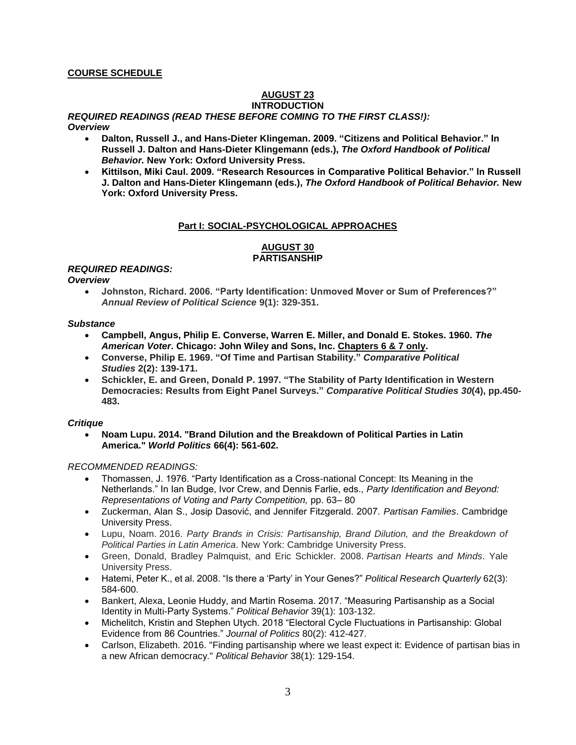**COURSE SCHEDULE**

**AUGUST 23**
**INTRODUCTION**

***REQUIRED READINGS (READ THESE BEFORE COMING TO THE FIRST CLASS!):***
***Overview***

- **Dalton, Russell J., and Hans-Dieter Klingeman. 2009. "Citizens and Political Behavior." In Russell J. Dalton and Hans-Dieter Klingemann (eds.), *The Oxford Handbook of Political Behavior.* New York: Oxford University Press.**
- **Kittilson, Miki Caul. 2009. "Research Resources in Comparative Political Behavior." In Russell J. Dalton and Hans-Dieter Klingemann (eds.), *The Oxford Handbook of Political Behavior.* New York: Oxford University Press.**

## Part I: SOCIAL-PSYCHOLOGICAL APPROACHES

**AUGUST 30**
**PARTISANSHIP**

***REQUIRED READINGS:***
***Overview***

- **Johnston, Richard. 2006. "Party Identification: Unmoved Mover or Sum of Preferences?" *Annual Review of Political Science* 9(1): 329-351.**

***Substance***

- **Campbell, Angus, Philip E. Converse, Warren E. Miller, and Donald E. Stokes. 1960. *The American Voter*. Chicago: John Wiley and Sons, Inc. Chapters 6 & 7 only.**
- **Converse, Philip E. 1969. "Of Time and Partisan Stability." *Comparative Political Studies* 2(2): 139-171.**
- **Schickler, E. and Green, Donald P. 1997. "The Stability of Party Identification in Western Democracies: Results from Eight Panel Surveys." *Comparative Political Studies 30*(4), pp.450-483.**

***Critique***

- **Noam Lupu. 2014. "Brand Dilution and the Breakdown of Political Parties in Latin America." *World Politics* 66(4): 561-602.**

*RECOMMENDED READINGS:*

- Thomassen, J. 1976. "Party Identification as a Cross-national Concept: Its Meaning in the Netherlands." In Ian Budge, Ivor Crew, and Dennis Farlie, eds., *Party Identification and Beyond: Representations of Voting and Party Competition,* pp. 63– 80
- Zuckerman, Alan S., Josip Dasović, and Jennifer Fitzgerald. 2007. *Partisan Families*. Cambridge University Press.
- Lupu, Noam. 2016. *Party Brands in Crisis: Partisanship, Brand Dilution, and the Breakdown of Political Parties in Latin America*. New York: Cambridge University Press.
- Green, Donald, Bradley Palmquist, and Eric Schickler. 2008. *Partisan Hearts and Minds*. Yale University Press.
- Hatemi, Peter K., et al. 2008. "Is there a 'Party' in Your Genes?" *Political Research Quarterly* 62(3): 584-600.
- Bankert, Alexa, Leonie Huddy, and Martin Rosema. 2017. "Measuring Partisanship as a Social Identity in Multi-Party Systems." *Political Behavior* 39(1): 103-132.
- Michelitch, Kristin and Stephen Utych. 2018 "Electoral Cycle Fluctuations in Partisanship: Global Evidence from 86 Countries." *Journal of Politics* 80(2): 412-427.
- Carlson, Elizabeth. 2016. "Finding partisanship where we least expect it: Evidence of partisan bias in a new African democracy." *Political Behavior* 38(1): 129-154.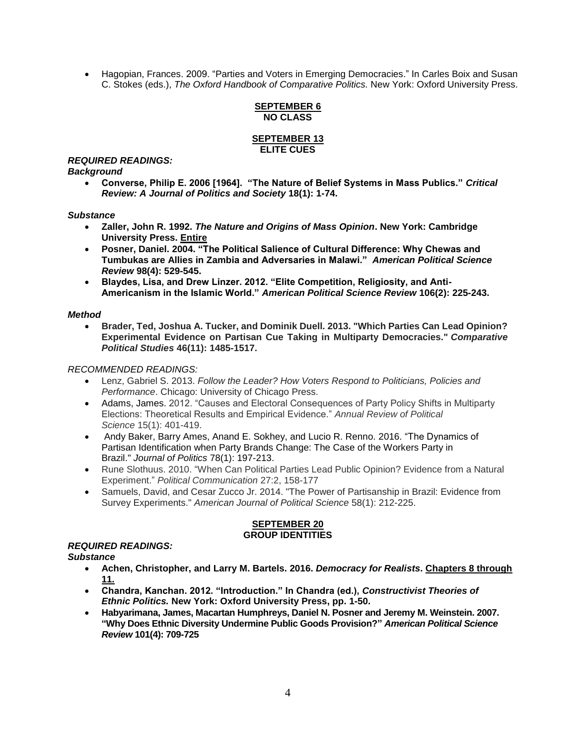- Hagopian, Frances. 2009. “Parties and Voters in Emerging Democracies.” In Carles Boix and Susan C. Stokes (eds.), *The Oxford Handbook of Comparative Politics.* New York: Oxford University Press.

## SEPTEMBER 6
## NO CLASS

## SEPTEMBER 13
## ELITE CUES

***REQUIRED READINGS:***
***Background***

- **Converse, Philip E. 2006 [1964]. “The Nature of Belief Systems in Mass Publics.” *Critical Review: A Journal of Politics and Society* 18(1): 1-74.**

***Substance***

- **Zaller, John R. 1992. *The Nature and Origins of Mass Opinion*. New York: Cambridge University Press. Entire**
- **Posner, Daniel. 2004. “The Political Salience of Cultural Difference: Why Chewas and Tumbukas are Allies in Zambia and Adversaries in Malawi.” *American Political Science Review* 98(4): 529-545.**
- **Blaydes, Lisa, and Drew Linzer. 2012. “Elite Competition, Religiosity, and Anti-Americanism in the Islamic World.” *American Political Science Review* 106(2): 225-243.**

***Method***

- **Brader, Ted, Joshua A. Tucker, and Dominik Duell. 2013. "Which Parties Can Lead Opinion? Experimental Evidence on Partisan Cue Taking in Multiparty Democracies." *Comparative Political Studies* 46(11): 1485-1517.**

*RECOMMENDED READINGS:*

- Lenz, Gabriel S. 2013. *Follow the Leader? How Voters Respond to Politicians, Policies and Performance*. Chicago: University of Chicago Press.
- Adams, James. 2012. “Causes and Electoral Consequences of Party Policy Shifts in Multiparty Elections: Theoretical Results and Empirical Evidence.” *Annual Review of Political Science* 15(1): 401-419.
- Andy Baker, Barry Ames, Anand E. Sokhey, and Lucio R. Renno. 2016. “The Dynamics of Partisan Identification when Party Brands Change: The Case of the Workers Party in Brazil." *Journal of Politics* 78(1): 197-213.
- Rune Slothuus. 2010. “When Can Political Parties Lead Public Opinion? Evidence from a Natural Experiment.” *Political Communication* 27:2, 158-177
- Samuels, David, and Cesar Zucco Jr. 2014. "The Power of Partisanship in Brazil: Evidence from Survey Experiments." *American Journal of Political Science* 58(1): 212-225.

## SEPTEMBER 20
## GROUP IDENTITIES

***REQUIRED READINGS:***
***Substance***

- **Achen, Christopher, and Larry M. Bartels. 2016. *Democracy for Realists*. Chapters 8 through 11.**
- **Chandra, Kanchan. 2012. “Introduction.” In Chandra (ed.), *Constructivist Theories of Ethnic Politics.* New York: Oxford University Press, pp. 1-50.**
- **Habyarimana, James, Macartan Humphreys, Daniel N. Posner and Jeremy M. Weinstein. 2007. “Why Does Ethnic Diversity Undermine Public Goods Provision?” *American Political Science Review* 101(4): 709-725**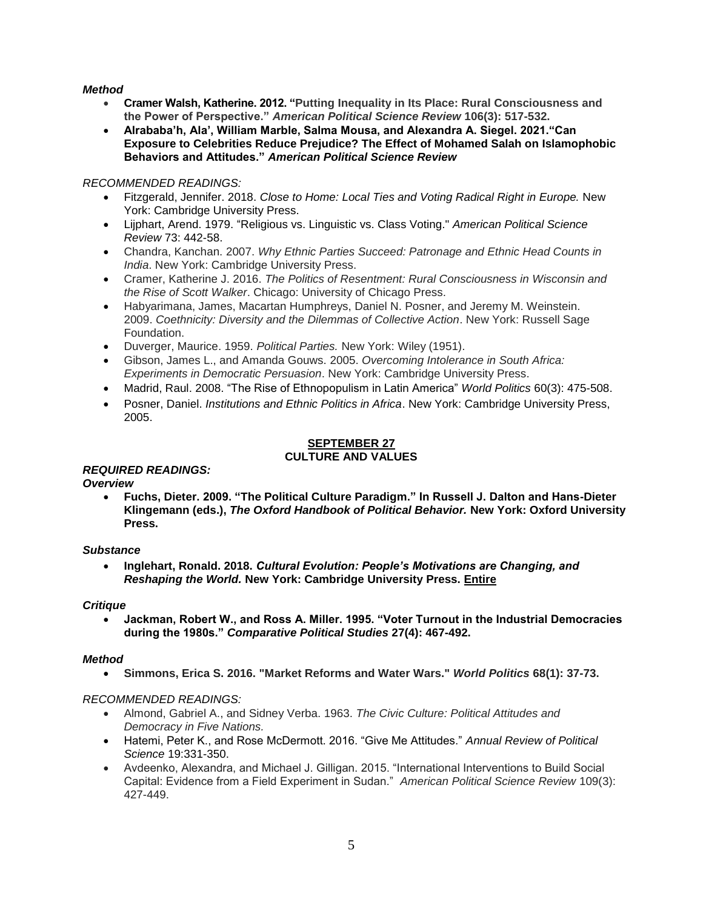*Method*

- **Cramer Walsh, Katherine. 2012. "Putting Inequality in Its Place: Rural Consciousness and the Power of Perspective."** ***American Political Science Review*** **106(3): 517-532.**
- **Alrababa'h, Ala', William Marble, Salma Mousa, and Alexandra A. Siegel. 2021."Can Exposure to Celebrities Reduce Prejudice? The Effect of Mohamed Salah on Islamophobic Behaviors and Attitudes."** ***American Political Science Review***

*RECOMMENDED READINGS:*

- Fitzgerald, Jennifer. 2018. *Close to Home: Local Ties and Voting Radical Right in Europe.* New York: Cambridge University Press.
- Lijphart, Arend. 1979. "Religious vs. Linguistic vs. Class Voting." *American Political Science Review* 73: 442-58.
- Chandra, Kanchan. 2007. *Why Ethnic Parties Succeed: Patronage and Ethnic Head Counts in India*. New York: Cambridge University Press.
- Cramer, Katherine J. 2016. *The Politics of Resentment: Rural Consciousness in Wisconsin and the Rise of Scott Walker*. Chicago: University of Chicago Press.
- Habyarimana, James, Macartan Humphreys, Daniel N. Posner, and Jeremy M. Weinstein. 2009. *Coethnicity: Diversity and the Dilemmas of Collective Action*. New York: Russell Sage Foundation.
- Duverger, Maurice. 1959. *Political Parties.* New York: Wiley (1951).
- Gibson, James L., and Amanda Gouws. 2005. *Overcoming Intolerance in South Africa: Experiments in Democratic Persuasion*. New York: Cambridge University Press.
- Madrid, Raul. 2008. "The Rise of Ethnopopulism in Latin America" *World Politics* 60(3): 475-508.
- Posner, Daniel. *Institutions and Ethnic Politics in Africa*. New York: Cambridge University Press, 2005.

## SEPTEMBER 27
## CULTURE AND VALUES

***REQUIRED READINGS:***

***Overview***

- **Fuchs, Dieter. 2009. "The Political Culture Paradigm." In Russell J. Dalton and Hans-Dieter Klingemann (eds.),** ***The Oxford Handbook of Political Behavior.*** **New York: Oxford University Press.**

***Substance***

- **Inglehart, Ronald. 2018.** ***Cultural Evolution: People's Motivations are Changing, and Reshaping the World.*** **New York: Cambridge University Press. Entire**

***Critique***

- **Jackman, Robert W., and Ross A. Miller. 1995. "Voter Turnout in the Industrial Democracies during the 1980s."** ***Comparative Political Studies*** **27(4): 467-492.**

***Method***

- **Simmons, Erica S. 2016. "Market Reforms and Water Wars."** ***World Politics*** **68(1): 37-73.**

*RECOMMENDED READINGS:*

- Almond, Gabriel A., and Sidney Verba. 1963. *The Civic Culture: Political Attitudes and Democracy in Five Nations.*
- Hatemi, Peter K., and Rose McDermott. 2016. "Give Me Attitudes." *Annual Review of Political Science* 19:331-350.
- Avdeenko, Alexandra, and Michael J. Gilligan. 2015. "International Interventions to Build Social Capital: Evidence from a Field Experiment in Sudan." *American Political Science Review* 109(3): 427-449.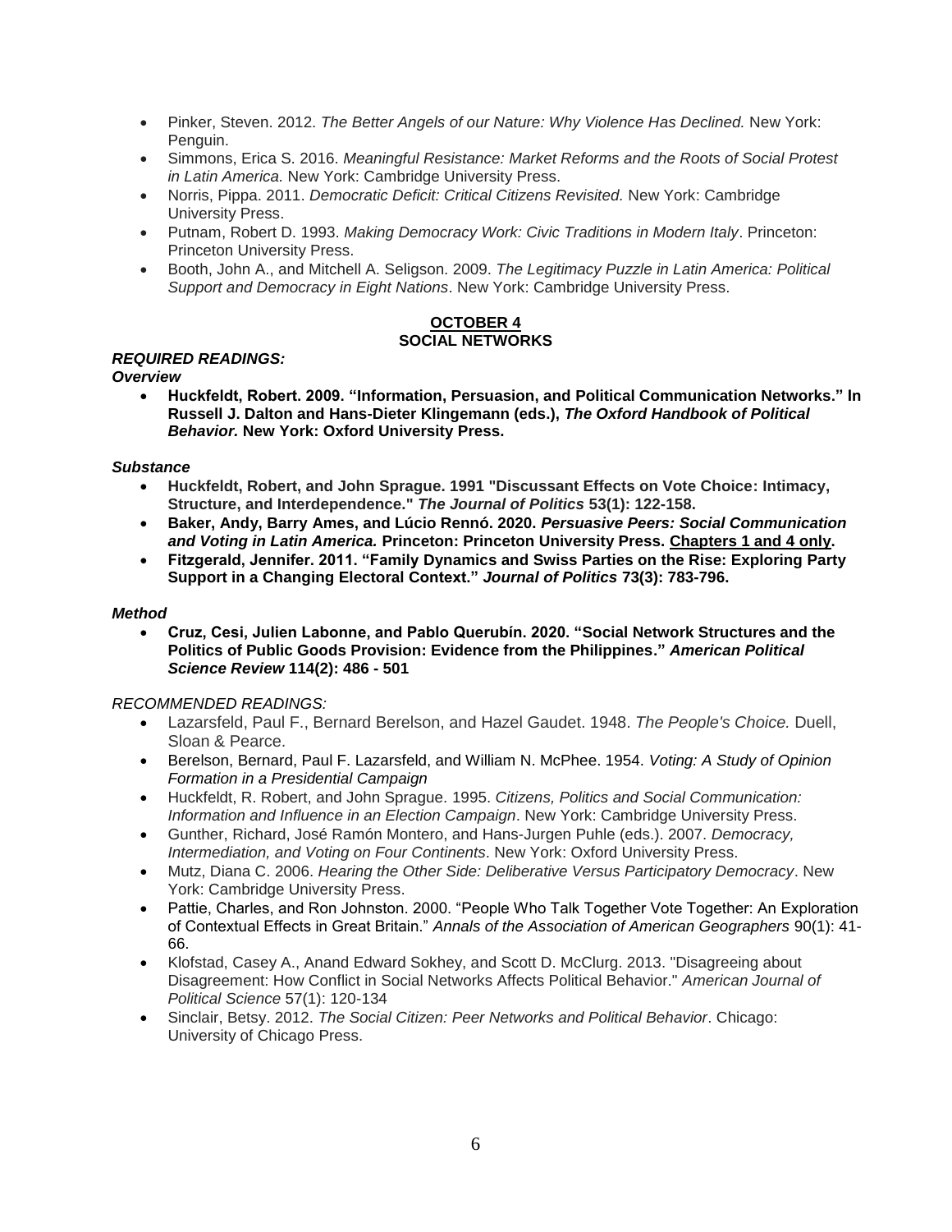- Pinker, Steven. 2012. *The Better Angels of our Nature: Why Violence Has Declined.* New York: Penguin.
- Simmons, Erica S. 2016. *Meaningful Resistance: Market Reforms and the Roots of Social Protest in Latin America.* New York: Cambridge University Press.
- Norris, Pippa. 2011. *Democratic Deficit: Critical Citizens Revisited.* New York: Cambridge University Press.
- Putnam, Robert D. 1993. *Making Democracy Work: Civic Traditions in Modern Italy*. Princeton: Princeton University Press.
- Booth, John A., and Mitchell A. Seligson. 2009. *The Legitimacy Puzzle in Latin America: Political Support and Democracy in Eight Nations*. New York: Cambridge University Press.

## OCTOBER 4
## SOCIAL NETWORKS

***REQUIRED READINGS:***

***Overview***

- **Huckfeldt, Robert. 2009. "Information, Persuasion, and Political Communication Networks." In Russell J. Dalton and Hans-Dieter Klingemann (eds.), *The Oxford Handbook of Political Behavior.* New York: Oxford University Press.**

***Substance***

- **Huckfeldt, Robert, and John Sprague. 1991 "Discussant Effects on Vote Choice: Intimacy, Structure, and Interdependence." *The Journal of Politics* 53(1): 122-158.**
- **Baker, Andy, Barry Ames, and Lúcio Rennó. 2020. *Persuasive Peers: Social Communication and Voting in Latin America.* Princeton: Princeton University Press. Chapters 1 and 4 only.**
- **Fitzgerald, Jennifer. 2011. "Family Dynamics and Swiss Parties on the Rise: Exploring Party Support in a Changing Electoral Context." *Journal of Politics* 73(3): 783-796.**

***Method***

- **Cruz, Cesi, Julien Labonne, and Pablo Querubín. 2020. "Social Network Structures and the Politics of Public Goods Provision: Evidence from the Philippines." *American Political Science Review* 114(2): 486 - 501**

*RECOMMENDED READINGS:*

- Lazarsfeld, Paul F., Bernard Berelson, and Hazel Gaudet. 1948. *The People's Choice.* Duell, Sloan & Pearce.
- Berelson, Bernard, Paul F. Lazarsfeld, and William N. McPhee. 1954. *Voting: A Study of Opinion Formation in a Presidential Campaign*
- Huckfeldt, R. Robert, and John Sprague. 1995. *Citizens, Politics and Social Communication: Information and Influence in an Election Campaign*. New York: Cambridge University Press.
- Gunther, Richard, José Ramón Montero, and Hans-Jurgen Puhle (eds.). 2007. *Democracy, Intermediation, and Voting on Four Continents*. New York: Oxford University Press.
- Mutz, Diana C. 2006. *Hearing the Other Side: Deliberative Versus Participatory Democracy*. New York: Cambridge University Press.
- Pattie, Charles, and Ron Johnston. 2000. "People Who Talk Together Vote Together: An Exploration of Contextual Effects in Great Britain." *Annals of the Association of American Geographers* 90(1): 41-66.
- Klofstad, Casey A., Anand Edward Sokhey, and Scott D. McClurg. 2013. "Disagreeing about Disagreement: How Conflict in Social Networks Affects Political Behavior." *American Journal of Political Science* 57(1): 120-134
- Sinclair, Betsy. 2012. *The Social Citizen: Peer Networks and Political Behavior*. Chicago: University of Chicago Press.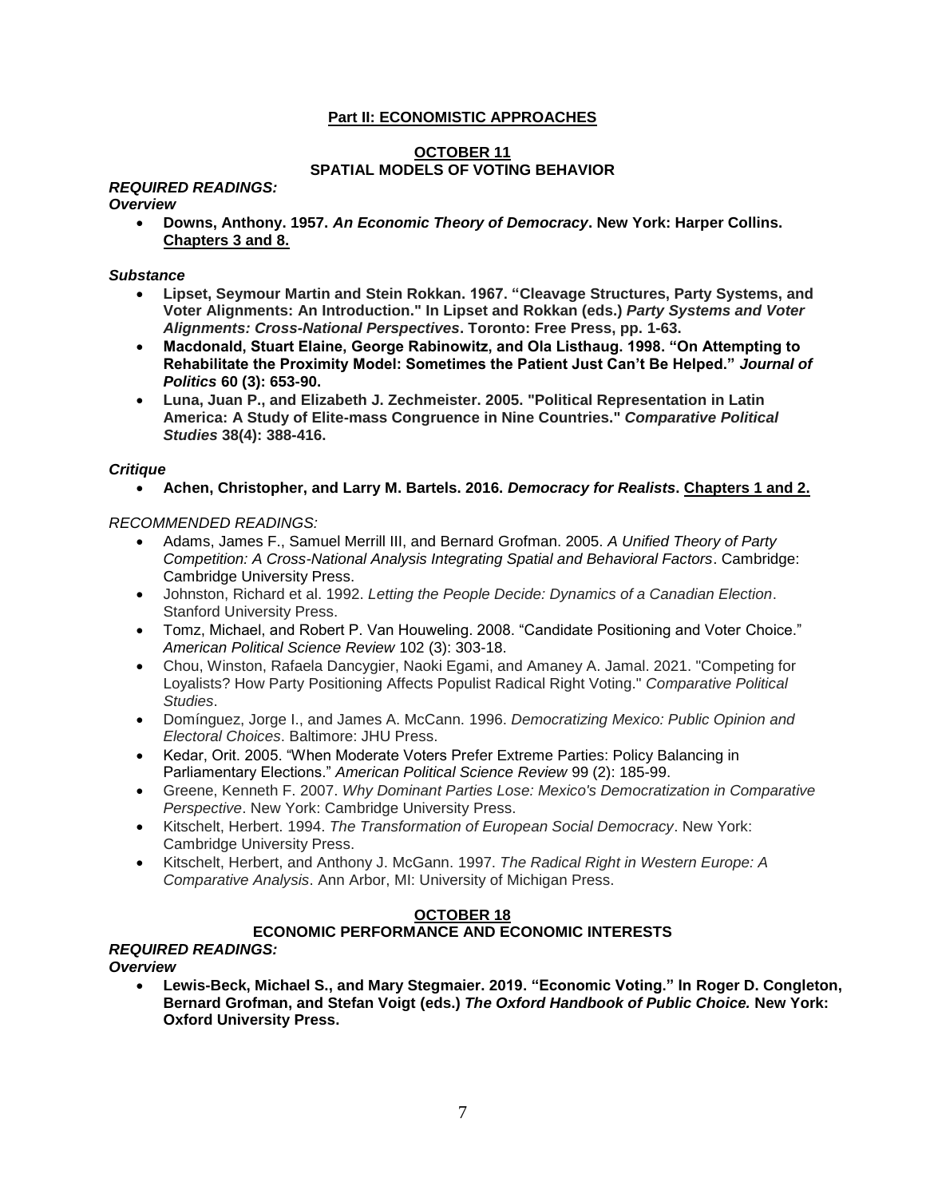## **Part II: ECONOMISTIC APPROACHES**

### **OCTOBER 11**
### **SPATIAL MODELS OF VOTING BEHAVIOR**

***REQUIRED READINGS:***
***Overview***

- **Downs, Anthony. 1957. *An Economic Theory of Democracy*. New York: Harper Collins. Chapters 3 and 8.**

***Substance***

- **Lipset, Seymour Martin and Stein Rokkan. 1967. "Cleavage Structures, Party Systems, and Voter Alignments: An Introduction." In Lipset and Rokkan (eds.) *Party Systems and Voter Alignments: Cross-National Perspectives*. Toronto: Free Press, pp. 1-63.**
- **Macdonald, Stuart Elaine, George Rabinowitz, and Ola Listhaug. 1998. "On Attempting to Rehabilitate the Proximity Model: Sometimes the Patient Just Can't Be Helped." *Journal of Politics* 60 (3): 653-90.**
- **Luna, Juan P., and Elizabeth J. Zechmeister. 2005. "Political Representation in Latin America: A Study of Elite-mass Congruence in Nine Countries." *Comparative Political Studies* 38(4): 388-416.**

***Critique***

- **Achen, Christopher, and Larry M. Bartels. 2016. *Democracy for Realists*. Chapters 1 and 2.**

*RECOMMENDED READINGS:*

- Adams, James F., Samuel Merrill III, and Bernard Grofman. 2005. *A Unified Theory of Party Competition: A Cross-National Analysis Integrating Spatial and Behavioral Factors*. Cambridge: Cambridge University Press.
- Johnston, Richard et al. 1992. *Letting the People Decide: Dynamics of a Canadian Election*. Stanford University Press.
- Tomz, Michael, and Robert P. Van Houweling. 2008. "Candidate Positioning and Voter Choice." *American Political Science Review* 102 (3): 303-18.
- Chou, Winston, Rafaela Dancygier, Naoki Egami, and Amaney A. Jamal. 2021. "Competing for Loyalists? How Party Positioning Affects Populist Radical Right Voting." *Comparative Political Studies*.
- Domínguez, Jorge I., and James A. McCann. 1996. *Democratizing Mexico: Public Opinion and Electoral Choices*. Baltimore: JHU Press.
- Kedar, Orit. 2005. "When Moderate Voters Prefer Extreme Parties: Policy Balancing in Parliamentary Elections." *American Political Science Review* 99 (2): 185-99.
- Greene, Kenneth F. 2007. *Why Dominant Parties Lose: Mexico's Democratization in Comparative Perspective*. New York: Cambridge University Press.
- Kitschelt, Herbert. 1994. *The Transformation of European Social Democracy*. New York: Cambridge University Press.
- Kitschelt, Herbert, and Anthony J. McGann. 1997. *The Radical Right in Western Europe: A Comparative Analysis*. Ann Arbor, MI: University of Michigan Press.

### **OCTOBER 18**
### **ECONOMIC PERFORMANCE AND ECONOMIC INTERESTS**

***REQUIRED READINGS:***
***Overview***

- **Lewis-Beck, Michael S., and Mary Stegmaier. 2019. "Economic Voting." In Roger D. Congleton, Bernard Grofman, and Stefan Voigt (eds.) *The Oxford Handbook of Public Choice.* New York: Oxford University Press.**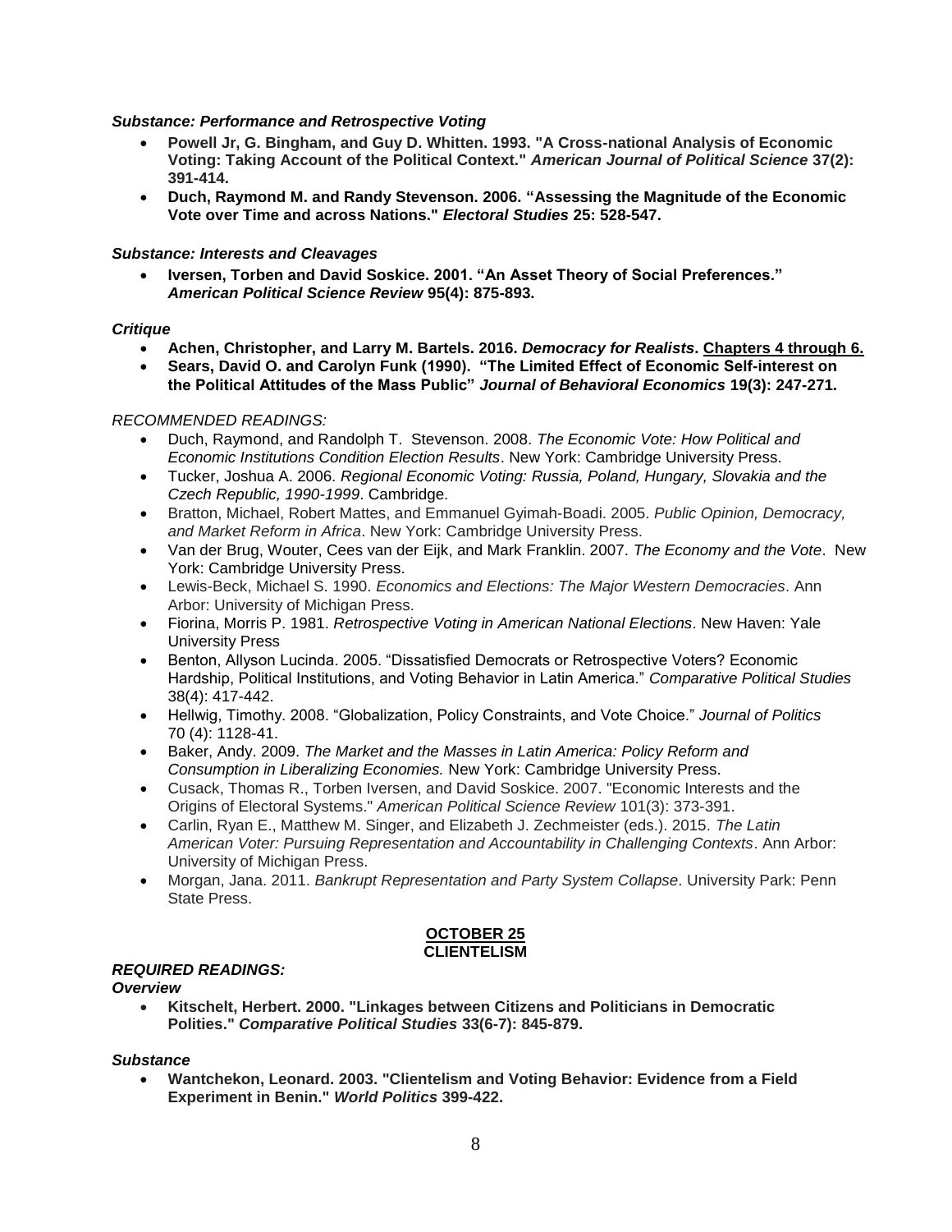***Substance: Performance and Retrospective Voting***

- **Powell Jr, G. Bingham, and Guy D. Whitten. 1993. "A Cross-national Analysis of Economic Voting: Taking Account of the Political Context."** ***American Journal of Political Science*** **37(2): 391-414.**
- **Duch, Raymond M. and Randy Stevenson. 2006. "Assessing the Magnitude of the Economic Vote over Time and across Nations."** ***Electoral Studies*** **25: 528-547.**

***Substance: Interests and Cleavages***

- **Iversen, Torben and David Soskice. 2001. "An Asset Theory of Social Preferences."** ***American Political Science Review*** **95(4): 875-893.**

***Critique***

- **Achen, Christopher, and Larry M. Bartels. 2016.** ***Democracy for Realists*****. <u>Chapters 4 through 6.</u>**
- **Sears, David O. and Carolyn Funk (1990). "The Limited Effect of Economic Self-interest on the Political Attitudes of the Mass Public"** ***Journal of Behavioral Economics*** **19(3): 247-271.**

*RECOMMENDED READINGS:*

- Duch, Raymond, and Randolph T. Stevenson. 2008. *The Economic Vote: How Political and Economic Institutions Condition Election Results*. New York: Cambridge University Press.
- Tucker, Joshua A. 2006. *Regional Economic Voting: Russia, Poland, Hungary, Slovakia and the Czech Republic, 1990-1999*. Cambridge.
- Bratton, Michael, Robert Mattes, and Emmanuel Gyimah-Boadi. 2005. *Public Opinion, Democracy, and Market Reform in Africa*. New York: Cambridge University Press.
- Van der Brug, Wouter, Cees van der Eijk, and Mark Franklin. 2007. *The Economy and the Vote*. New York: Cambridge University Press.
- Lewis-Beck, Michael S. 1990. *Economics and Elections: The Major Western Democracies*. Ann Arbor: University of Michigan Press.
- Fiorina, Morris P. 1981. *Retrospective Voting in American National Elections*. New Haven: Yale University Press
- Benton, Allyson Lucinda. 2005. "Dissatisfied Democrats or Retrospective Voters? Economic Hardship, Political Institutions, and Voting Behavior in Latin America." *Comparative Political Studies* 38(4): 417-442.
- Hellwig, Timothy. 2008. "Globalization, Policy Constraints, and Vote Choice." *Journal of Politics* 70 (4): 1128-41.
- Baker, Andy. 2009. *The Market and the Masses in Latin America: Policy Reform and Consumption in Liberalizing Economies.* New York: Cambridge University Press.
- Cusack, Thomas R., Torben Iversen, and David Soskice. 2007. "Economic Interests and the Origins of Electoral Systems." *American Political Science Review* 101(3): 373-391.
- Carlin, Ryan E., Matthew M. Singer, and Elizabeth J. Zechmeister (eds.). 2015. *The Latin American Voter: Pursuing Representation and Accountability in Challenging Contexts*. Ann Arbor: University of Michigan Press.
- Morgan, Jana. 2011. *Bankrupt Representation and Party System Collapse*. University Park: Penn State Press.

## <u>OCTOBER 25</u>
## CLIENTELISM

***REQUIRED READINGS:***

***Overview***

- **Kitschelt, Herbert. 2000. "Linkages between Citizens and Politicians in Democratic Polities."** ***Comparative Political Studies*** **33(6-7): 845-879.**

***Substance***

- **Wantchekon, Leonard. 2003. "Clientelism and Voting Behavior: Evidence from a Field Experiment in Benin."** ***World Politics*** **399-422.**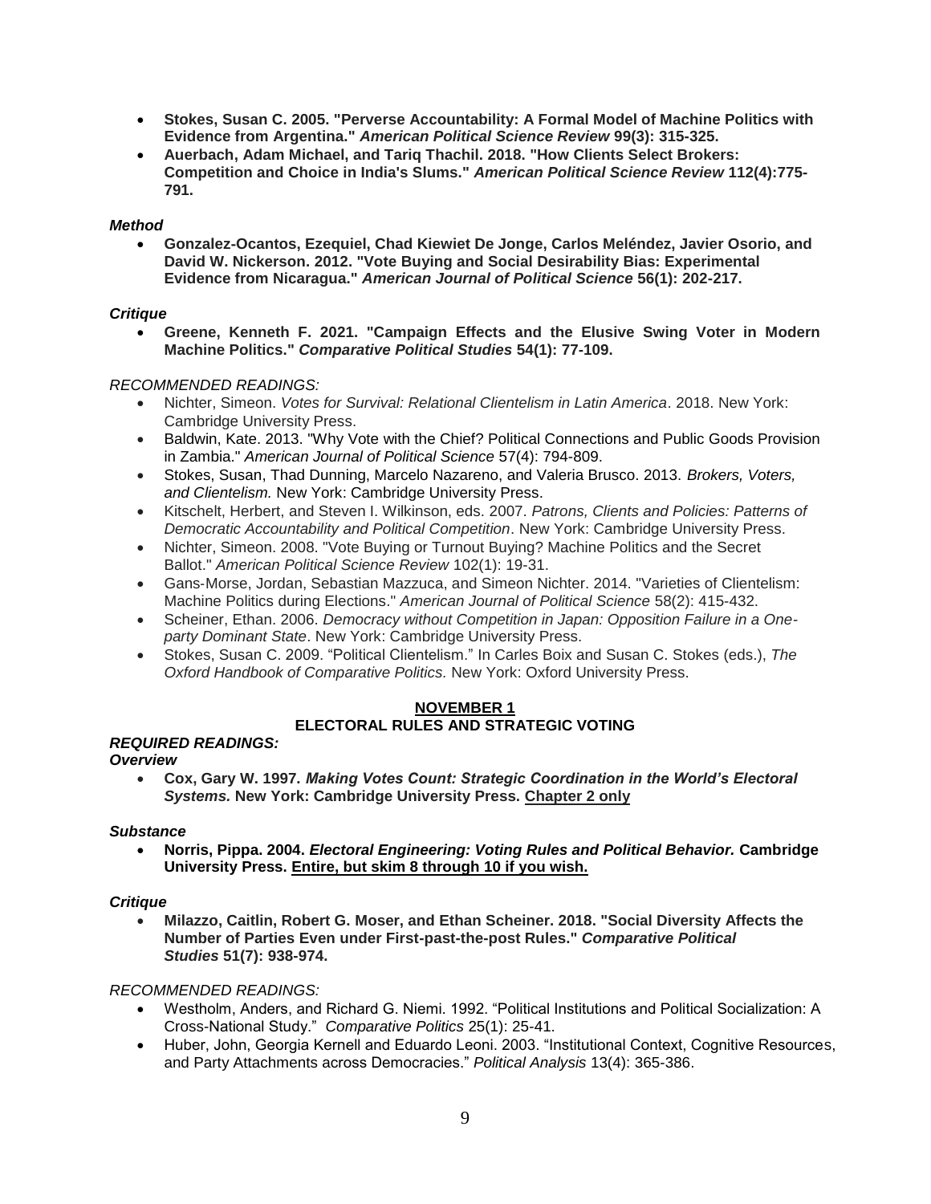- **Stokes, Susan C. 2005. "Perverse Accountability: A Formal Model of Machine Politics with Evidence from Argentina." *American Political Science Review* 99(3): 315-325.**
- **Auerbach, Adam Michael, and Tariq Thachil. 2018. "How Clients Select Brokers: Competition and Choice in India's Slums." *American Political Science Review* 112(4):775-791.**

***Method***

- **Gonzalez-Ocantos, Ezequiel, Chad Kiewiet De Jonge, Carlos Meléndez, Javier Osorio, and David W. Nickerson. 2012. "Vote Buying and Social Desirability Bias: Experimental Evidence from Nicaragua." *American Journal of Political Science* 56(1): 202-217.**

***Critique***

- **Greene, Kenneth F. 2021. "Campaign Effects and the Elusive Swing Voter in Modern Machine Politics." *Comparative Political Studies* 54(1): 77-109.**

*RECOMMENDED READINGS:*

- Nichter, Simeon. *Votes for Survival: Relational Clientelism in Latin America*. 2018. New York: Cambridge University Press.
- Baldwin, Kate. 2013. "Why Vote with the Chief? Political Connections and Public Goods Provision in Zambia." *American Journal of Political Science* 57(4): 794-809.
- Stokes, Susan, Thad Dunning, Marcelo Nazareno, and Valeria Brusco. 2013. *Brokers, Voters, and Clientelism.* New York: Cambridge University Press.
- Kitschelt, Herbert, and Steven I. Wilkinson, eds. 2007. *Patrons, Clients and Policies: Patterns of Democratic Accountability and Political Competition*. New York: Cambridge University Press.
- Nichter, Simeon. 2008. "Vote Buying or Turnout Buying? Machine Politics and the Secret Ballot." *American Political Science Review* 102(1): 19-31.
- Gans-Morse, Jordan, Sebastian Mazzuca, and Simeon Nichter. 2014. "Varieties of Clientelism: Machine Politics during Elections." *American Journal of Political Science* 58(2): 415-432.
- Scheiner, Ethan. 2006. *Democracy without Competition in Japan: Opposition Failure in a One-party Dominant State*. New York: Cambridge University Press.
- Stokes, Susan C. 2009. "Political Clientelism." In Carles Boix and Susan C. Stokes (eds.), *The Oxford Handbook of Comparative Politics.* New York: Oxford University Press.

## NOVEMBER 1
## ELECTORAL RULES AND STRATEGIC VOTING

***REQUIRED READINGS:***

***Overview***

- **Cox, Gary W. 1997. *Making Votes Count: Strategic Coordination in the World's Electoral Systems.* New York: Cambridge University Press. Chapter 2 only**

***Substance***

- **Norris, Pippa. 2004. *Electoral Engineering: Voting Rules and Political Behavior.* Cambridge University Press. Entire, but skim 8 through 10 if you wish.**

***Critique***

- **Milazzo, Caitlin, Robert G. Moser, and Ethan Scheiner. 2018. "Social Diversity Affects the Number of Parties Even under First-past-the-post Rules." *Comparative Political Studies* 51(7): 938-974.**

*RECOMMENDED READINGS:*

- Westholm, Anders, and Richard G. Niemi. 1992. "Political Institutions and Political Socialization: A Cross-National Study." *Comparative Politics* 25(1): 25-41.
- Huber, John, Georgia Kernell and Eduardo Leoni. 2003. "Institutional Context, Cognitive Resources, and Party Attachments across Democracies." *Political Analysis* 13(4): 365-386.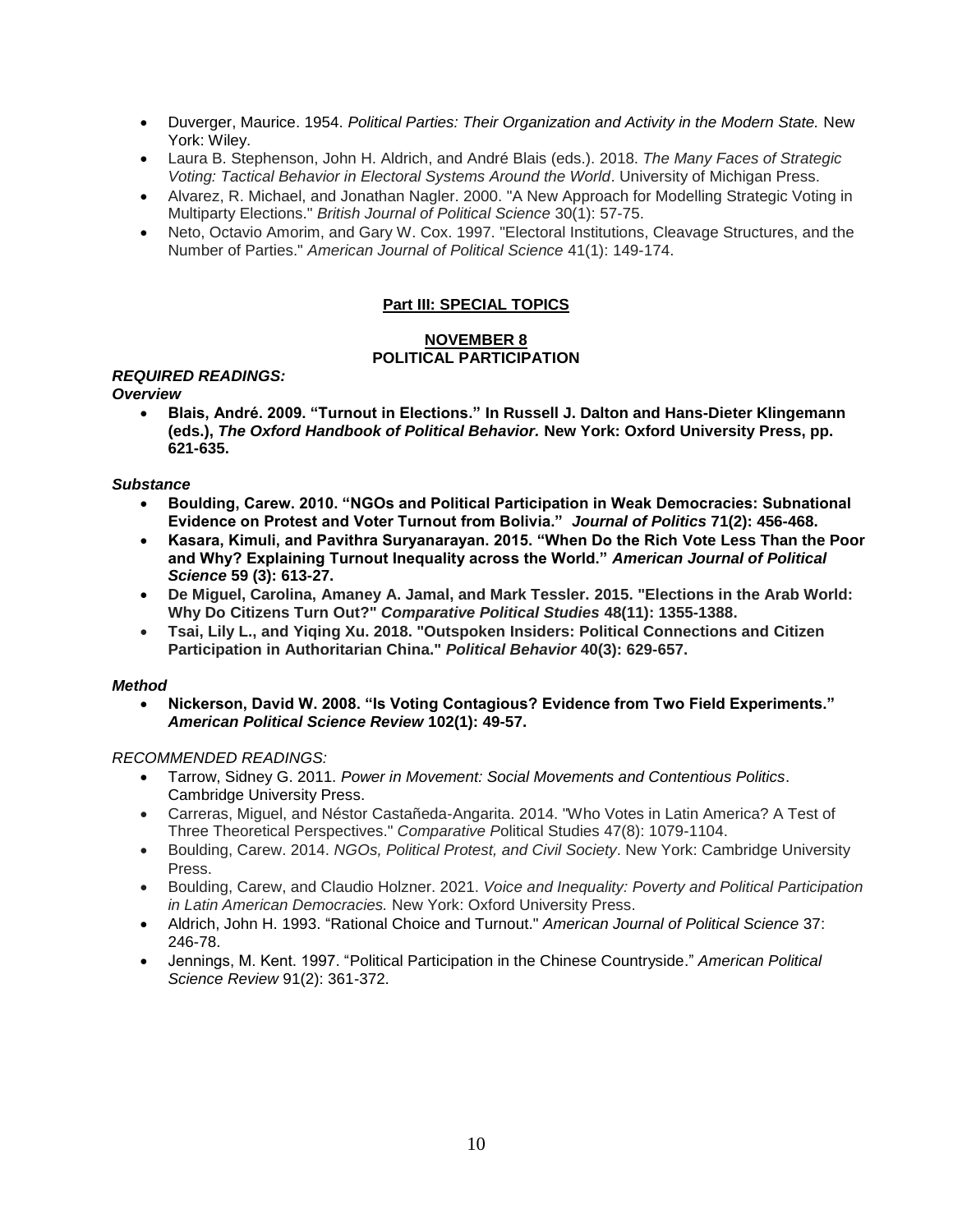- Duverger, Maurice. 1954. *Political Parties: Their Organization and Activity in the Modern State.* New York: Wiley.
- Laura B. Stephenson, John H. Aldrich, and André Blais (eds.). 2018. *The Many Faces of Strategic Voting: Tactical Behavior in Electoral Systems Around the World*. University of Michigan Press.
- Alvarez, R. Michael, and Jonathan Nagler. 2000. "A New Approach for Modelling Strategic Voting in Multiparty Elections." *British Journal of Political Science* 30(1): 57-75.
- Neto, Octavio Amorim, and Gary W. Cox. 1997. "Electoral Institutions, Cleavage Structures, and the Number of Parties." *American Journal of Political Science* 41(1): 149-174.

## Part III: SPECIAL TOPICS

### NOVEMBER 8
### POLITICAL PARTICIPATION

***REQUIRED READINGS:***

***Overview***

- **Blais, André. 2009. "Turnout in Elections." In Russell J. Dalton and Hans-Dieter Klingemann (eds.), *The Oxford Handbook of Political Behavior.* New York: Oxford University Press, pp. 621-635.**

***Substance***

- **Boulding, Carew. 2010. "NGOs and Political Participation in Weak Democracies: Subnational Evidence on Protest and Voter Turnout from Bolivia." *Journal of Politics* 71(2): 456-468.**
- **Kasara, Kimuli, and Pavithra Suryanarayan. 2015. "When Do the Rich Vote Less Than the Poor and Why? Explaining Turnout Inequality across the World." *American Journal of Political Science* 59 (3): 613-27.**
- **De Miguel, Carolina, Amaney A. Jamal, and Mark Tessler. 2015. "Elections in the Arab World: Why Do Citizens Turn Out?" *Comparative Political Studies* 48(11): 1355-1388.**
- **Tsai, Lily L., and Yiqing Xu. 2018. "Outspoken Insiders: Political Connections and Citizen Participation in Authoritarian China." *Political Behavior* 40(3): 629-657.**

***Method***

- **Nickerson, David W. 2008. "Is Voting Contagious? Evidence from Two Field Experiments." *American Political Science Review* 102(1): 49-57.**

*RECOMMENDED READINGS:*

- Tarrow, Sidney G. 2011. *Power in Movement: Social Movements and Contentious Politics*. Cambridge University Press.
- Carreras, Miguel, and Néstor Castañeda-Angarita. 2014. "Who Votes in Latin America? A Test of Three Theoretical Perspectives." *Comparative P*olitical Studies 47(8): 1079-1104.
- Boulding, Carew. 2014. *NGOs, Political Protest, and Civil Society*. New York: Cambridge University Press.
- Boulding, Carew, and Claudio Holzner. 2021. *Voice and Inequality: Poverty and Political Participation in Latin American Democracies.* New York: Oxford University Press.
- Aldrich, John H. 1993. "Rational Choice and Turnout." *American Journal of Political Science* 37: 246-78.
- Jennings, M. Kent. 1997. "Political Participation in the Chinese Countryside." *American Political Science Review* 91(2): 361-372.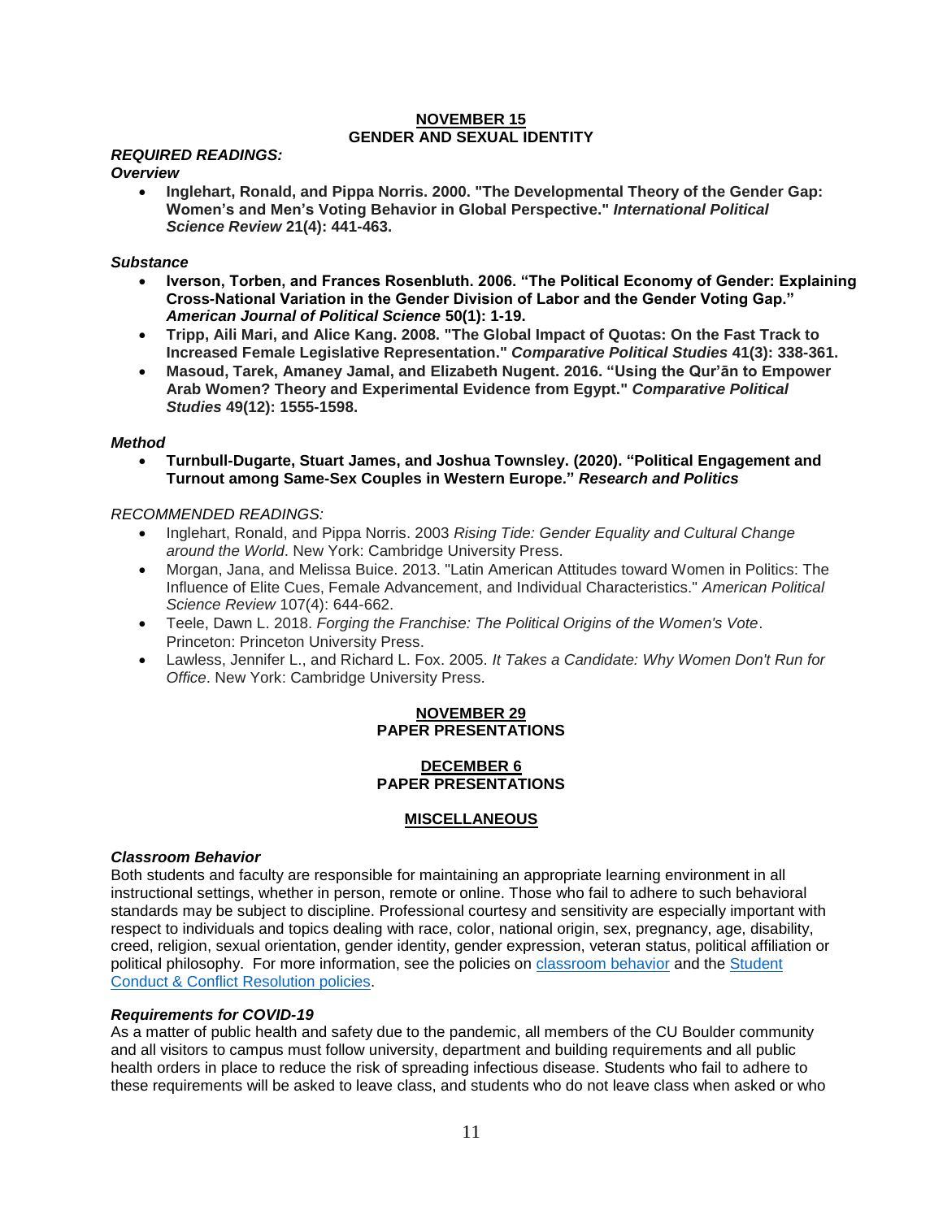## NOVEMBER 15
## GENDER AND SEXUAL IDENTITY

***REQUIRED READINGS:***

***Overview***

- **Inglehart, Ronald, and Pippa Norris. 2000. "The Developmental Theory of the Gender Gap: Women's and Men's Voting Behavior in Global Perspective."** ***International Political Science Review*** **21(4): 441-463.**

***Substance***

- **Iverson, Torben, and Frances Rosenbluth. 2006. "The Political Economy of Gender: Explaining Cross-National Variation in the Gender Division of Labor and the Gender Voting Gap."** ***American Journal of Political Science*** **50(1): 1-19.**
- **Tripp, Aili Mari, and Alice Kang. 2008. "The Global Impact of Quotas: On the Fast Track to Increased Female Legislative Representation."** ***Comparative Political Studies*** **41(3): 338-361.**
- **Masoud, Tarek, Amaney Jamal, and Elizabeth Nugent. 2016. "Using the Qur'ān to Empower Arab Women? Theory and Experimental Evidence from Egypt."** ***Comparative Political Studies*** **49(12): 1555-1598.**

***Method***

- **Turnbull-Dugarte, Stuart James, and Joshua Townsley. (2020). "Political Engagement and Turnout among Same-Sex Couples in Western Europe."** ***Research and Politics***

*RECOMMENDED READINGS:*

- Inglehart, Ronald, and Pippa Norris. 2003 *Rising Tide: Gender Equality and Cultural Change around the World*. New York: Cambridge University Press.
- Morgan, Jana, and Melissa Buice. 2013. "Latin American Attitudes toward Women in Politics: The Influence of Elite Cues, Female Advancement, and Individual Characteristics." *American Political Science Review* 107(4): 644-662.
- Teele, Dawn L. 2018. *Forging the Franchise: The Political Origins of the Women's Vote*. Princeton: Princeton University Press.
- Lawless, Jennifer L., and Richard L. Fox. 2005. *It Takes a Candidate: Why Women Don't Run for Office*. New York: Cambridge University Press.

## NOVEMBER 29
## PAPER PRESENTATIONS

## DECEMBER 6
## PAPER PRESENTATIONS

## MISCELLANEOUS

***Classroom Behavior***

Both students and faculty are responsible for maintaining an appropriate learning environment in all instructional settings, whether in person, remote or online. Those who fail to adhere to such behavioral standards may be subject to discipline. Professional courtesy and sensitivity are especially important with respect to individuals and topics dealing with race, color, national origin, sex, pregnancy, age, disability, creed, religion, sexual orientation, gender identity, gender expression, veteran status, political affiliation or political philosophy. For more information, see the policies on classroom behavior and the Student Conduct & Conflict Resolution policies.

***Requirements for COVID-19***

As a matter of public health and safety due to the pandemic, all members of the CU Boulder community and all visitors to campus must follow university, department and building requirements and all public health orders in place to reduce the risk of spreading infectious disease. Students who fail to adhere to these requirements will be asked to leave class, and students who do not leave class when asked or who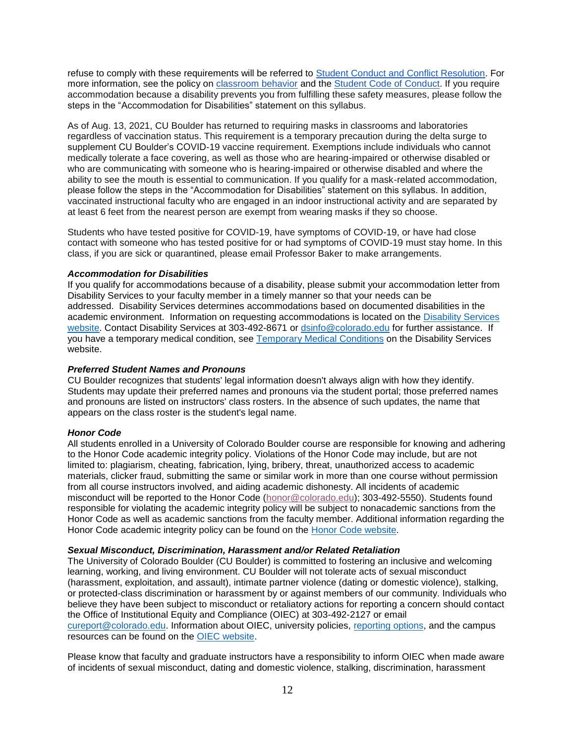refuse to comply with these requirements will be referred to Student Conduct and Conflict Resolution. For more information, see the policy on classroom behavior and the Student Code of Conduct. If you require accommodation because a disability prevents you from fulfilling these safety measures, please follow the steps in the "Accommodation for Disabilities" statement on this syllabus.

As of Aug. 13, 2021, CU Boulder has returned to requiring masks in classrooms and laboratories regardless of vaccination status. This requirement is a temporary precaution during the delta surge to supplement CU Boulder's COVID-19 vaccine requirement. Exemptions include individuals who cannot medically tolerate a face covering, as well as those who are hearing-impaired or otherwise disabled or who are communicating with someone who is hearing-impaired or otherwise disabled and where the ability to see the mouth is essential to communication. If you qualify for a mask-related accommodation, please follow the steps in the "Accommodation for Disabilities" statement on this syllabus. In addition, vaccinated instructional faculty who are engaged in an indoor instructional activity and are separated by at least 6 feet from the nearest person are exempt from wearing masks if they so choose.

Students who have tested positive for COVID-19, have symptoms of COVID-19, or have had close contact with someone who has tested positive for or had symptoms of COVID-19 must stay home. In this class, if you are sick or quarantined, please email Professor Baker to make arrangements.

***Accommodation for Disabilities***

If you qualify for accommodations because of a disability, please submit your accommodation letter from Disability Services to your faculty member in a timely manner so that your needs can be addressed. Disability Services determines accommodations based on documented disabilities in the academic environment. Information on requesting accommodations is located on the Disability Services website. Contact Disability Services at 303-492-8671 or dsinfo@colorado.edu for further assistance. If you have a temporary medical condition, see Temporary Medical Conditions on the Disability Services website.

***Preferred Student Names and Pronouns***

CU Boulder recognizes that students' legal information doesn't always align with how they identify. Students may update their preferred names and pronouns via the student portal; those preferred names and pronouns are listed on instructors' class rosters. In the absence of such updates, the name that appears on the class roster is the student's legal name.

***Honor Code***

All students enrolled in a University of Colorado Boulder course are responsible for knowing and adhering to the Honor Code academic integrity policy. Violations of the Honor Code may include, but are not limited to: plagiarism, cheating, fabrication, lying, bribery, threat, unauthorized access to academic materials, clicker fraud, submitting the same or similar work in more than one course without permission from all course instructors involved, and aiding academic dishonesty. All incidents of academic misconduct will be reported to the Honor Code (honor@colorado.edu); 303-492-5550). Students found responsible for violating the academic integrity policy will be subject to nonacademic sanctions from the Honor Code as well as academic sanctions from the faculty member. Additional information regarding the Honor Code academic integrity policy can be found on the Honor Code website.

***Sexual Misconduct, Discrimination, Harassment and/or Related Retaliation***

The University of Colorado Boulder (CU Boulder) is committed to fostering an inclusive and welcoming learning, working, and living environment. CU Boulder will not tolerate acts of sexual misconduct (harassment, exploitation, and assault), intimate partner violence (dating or domestic violence), stalking, or protected-class discrimination or harassment by or against members of our community. Individuals who believe they have been subject to misconduct or retaliatory actions for reporting a concern should contact the Office of Institutional Equity and Compliance (OIEC) at 303-492-2127 or email cureport@colorado.edu. Information about OIEC, university policies, reporting options, and the campus resources can be found on the OIEC website.

Please know that faculty and graduate instructors have a responsibility to inform OIEC when made aware of incidents of sexual misconduct, dating and domestic violence, stalking, discrimination, harassment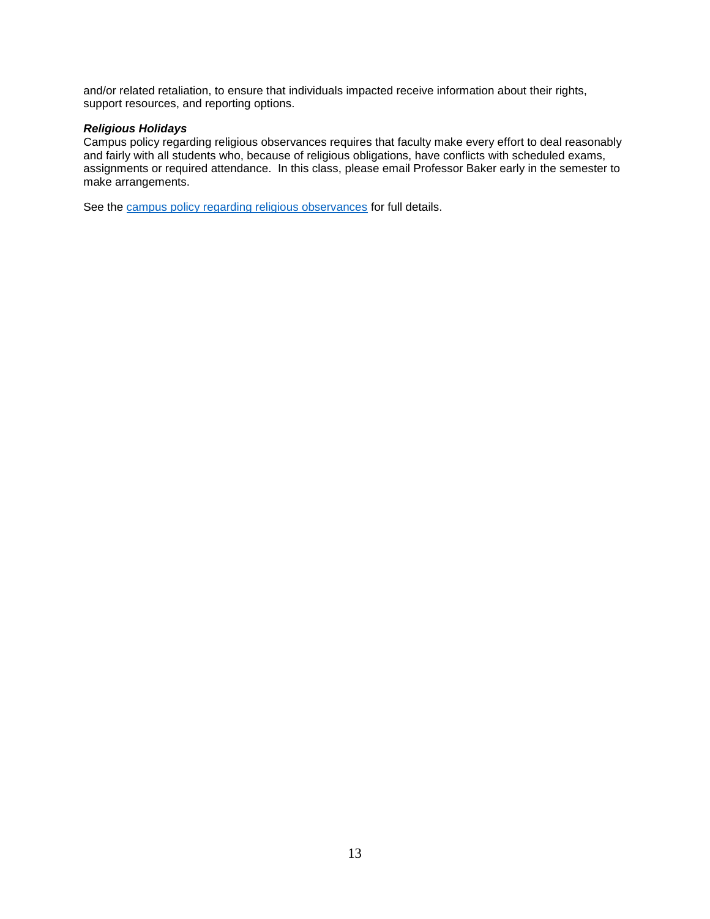and/or related retaliation, to ensure that individuals impacted receive information about their rights, support resources, and reporting options.

***Religious Holidays***

Campus policy regarding religious observances requires that faculty make every effort to deal reasonably and fairly with all students who, because of religious obligations, have conflicts with scheduled exams, assignments or required attendance. In this class, please email Professor Baker early in the semester to make arrangements.

See the campus policy regarding religious observances for full details.